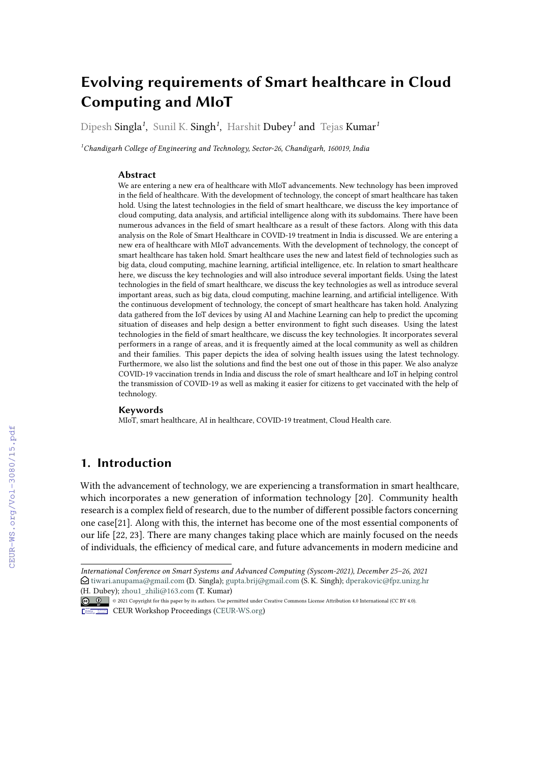# Evolving requirements of Smart healthcare in Cloud Computing and MIoT

Dipesh Singla[1], Sunil K. Singh[1], Harshit Dubey[1] and Tejas Kumar[1]

[1]Chandigarh College of Engineering and Technology, Sector-26, Chandigarh, 160019, India

### Abstract

We are entering a new era of healthcare with MIoT advancements. New technology has been improved in the field of healthcare. With the development of technology, the concept of smart healthcare has taken hold. Using the latest technologies in the field of smart healthcare, we discuss the key importance of cloud computing, data analysis, and artificial intelligence along with its subdomains. There have been numerous advances in the field of smart healthcare as a result of these factors. Along with this data analysis on the Role of Smart Healthcare in COVID-19 treatment in India is discussed. We are entering a new era of healthcare with MIoT advancements. With the development of technology, the concept of smart healthcare has taken hold. Smart healthcare uses the new and latest field of technologies such as big data, cloud computing, machine learning, artificial intelligence, etc. In relation to smart healthcare here, we discuss the key technologies and will also introduce several important fields. Using the latest technologies in the field of smart healthcare, we discuss the key technologies as well as introduce several important areas, such as big data, cloud computing, machine learning, and artificial intelligence. With the continuous development of technology, the concept of smart healthcare has taken hold. Analyzing data gathered from the IoT devices by using AI and Machine Learning can help to predict the upcoming situation of diseases and help design a better environment to fight such diseases. Using the latest technologies in the field of smart healthcare, we discuss the key technologies. It incorporates several performers in a range of areas, and it is frequently aimed at the local community as well as children and their families. This paper depicts the idea of solving health issues using the latest technology. Furthermore, we also list the solutions and find the best one out of those in this paper. We also analyze COVID-19 vaccination trends in India and discuss the role of smart healthcare and IoT in helping control the transmission of COVID-19 as well as making it easier for citizens to get vaccinated with the help of technology.

### Keywords

MIoT, smart healthcare, AI in healthcare, COVID-19 treatment, Cloud Health care.

## 1. Introduction

With the advancement of technology, we are experiencing a transformation in smart healthcare, which incorporates a new generation of information technology [20]. Community health research is a complex field of research, due to the number of different possible factors concerning one case[21]. Along with this, the internet has become one of the most essential components of our life [22, 23]. There are many changes taking place which are mainly focused on the needs of individuals, the efficiency of medical care, and future advancements in modern medicine and

*International Conference on Smart Systems and Advanced Computing (Syscom-2021), December 25–26, 2021*
tiwari.anupama@gmail.com (D. Singla); gupta.brij@gmail.com (S. K. Singh); dperakovic@fpz.unizg.hr (H. Dubey); zhou1_zhili@163.com (T. Kumar)

© 2021 Copyright for this paper by its authors. Use permitted under Creative Commons License Attribution 4.0 International (CC BY 4.0).
CEUR Workshop Proceedings (CEUR-WS.org)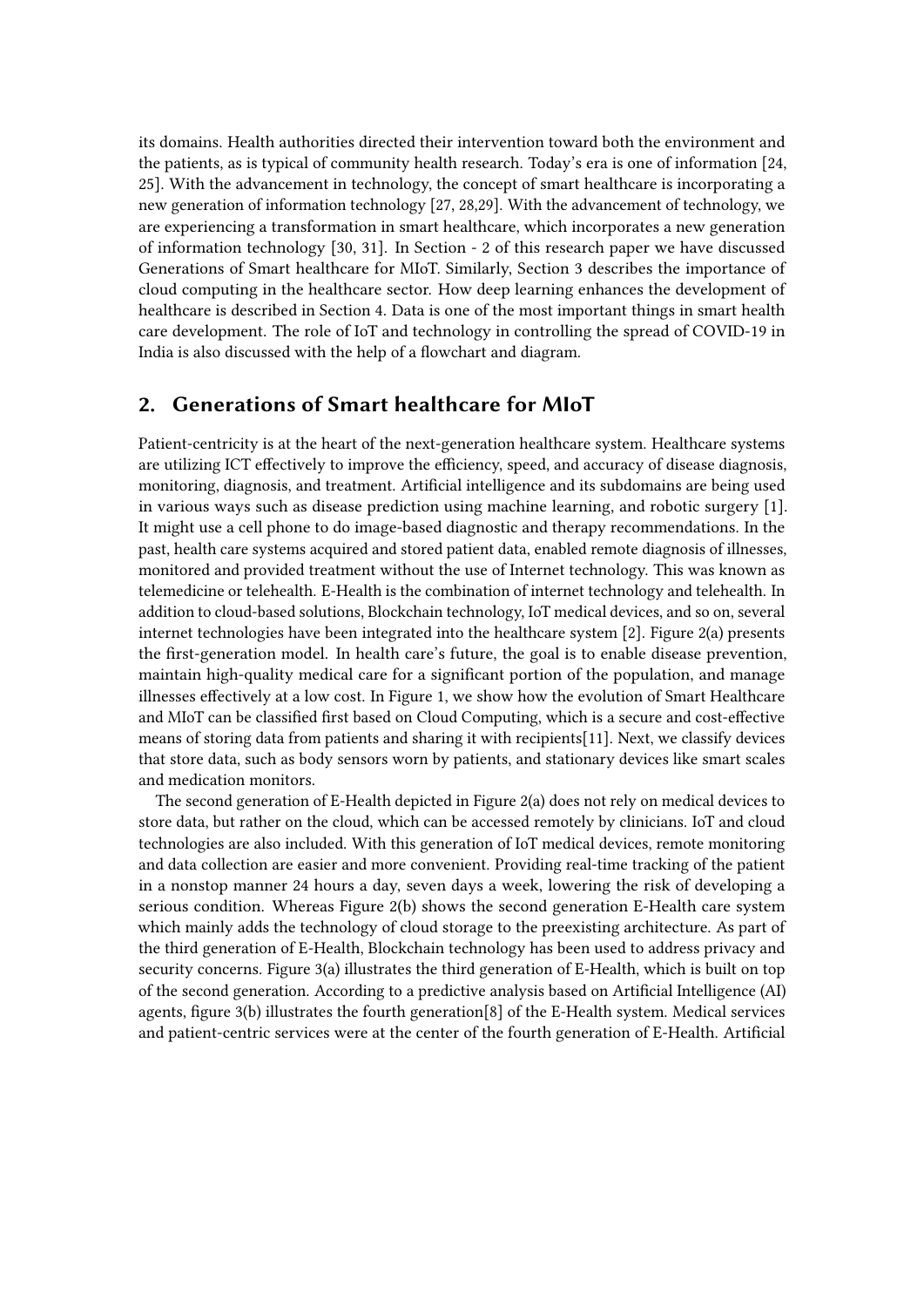its domains. Health authorities directed their intervention toward both the environment and the patients, as is typical of community health research. Today's era is one of information [24, 25]. With the advancement in technology, the concept of smart healthcare is incorporating a new generation of information technology [27, 28,29]. With the advancement of technology, we are experiencing a transformation in smart healthcare, which incorporates a new generation of information technology [30, 31]. In Section - 2 of this research paper we have discussed Generations of Smart healthcare for MIoT. Similarly, Section 3 describes the importance of cloud computing in the healthcare sector. How deep learning enhances the development of healthcare is described in Section 4. Data is one of the most important things in smart health care development. The role of IoT and technology in controlling the spread of COVID-19 in India is also discussed with the help of a flowchart and diagram.

## 2. Generations of Smart healthcare for MIoT

Patient-centricity is at the heart of the next-generation healthcare system. Healthcare systems are utilizing ICT effectively to improve the efficiency, speed, and accuracy of disease diagnosis, monitoring, diagnosis, and treatment. Artificial intelligence and its subdomains are being used in various ways such as disease prediction using machine learning, and robotic surgery [1]. It might use a cell phone to do image-based diagnostic and therapy recommendations. In the past, health care systems acquired and stored patient data, enabled remote diagnosis of illnesses, monitored and provided treatment without the use of Internet technology. This was known as telemedicine or telehealth. E-Health is the combination of internet technology and telehealth. In addition to cloud-based solutions, Blockchain technology, IoT medical devices, and so on, several internet technologies have been integrated into the healthcare system [2]. Figure 2(a) presents the first-generation model. In health care's future, the goal is to enable disease prevention, maintain high-quality medical care for a significant portion of the population, and manage illnesses effectively at a low cost. In Figure 1, we show how the evolution of Smart Healthcare and MIoT can be classified first based on Cloud Computing, which is a secure and cost-effective means of storing data from patients and sharing it with recipients[11]. Next, we classify devices that store data, such as body sensors worn by patients, and stationary devices like smart scales and medication monitors.

The second generation of E-Health depicted in Figure 2(a) does not rely on medical devices to store data, but rather on the cloud, which can be accessed remotely by clinicians. IoT and cloud technologies are also included. With this generation of IoT medical devices, remote monitoring and data collection are easier and more convenient. Providing real-time tracking of the patient in a nonstop manner 24 hours a day, seven days a week, lowering the risk of developing a serious condition. Whereas Figure 2(b) shows the second generation E-Health care system which mainly adds the technology of cloud storage to the preexisting architecture. As part of the third generation of E-Health, Blockchain technology has been used to address privacy and security concerns. Figure 3(a) illustrates the third generation of E-Health, which is built on top of the second generation. According to a predictive analysis based on Artificial Intelligence (AI) agents, figure 3(b) illustrates the fourth generation[8] of the E-Health system. Medical services and patient-centric services were at the center of the fourth generation of E-Health. Artificial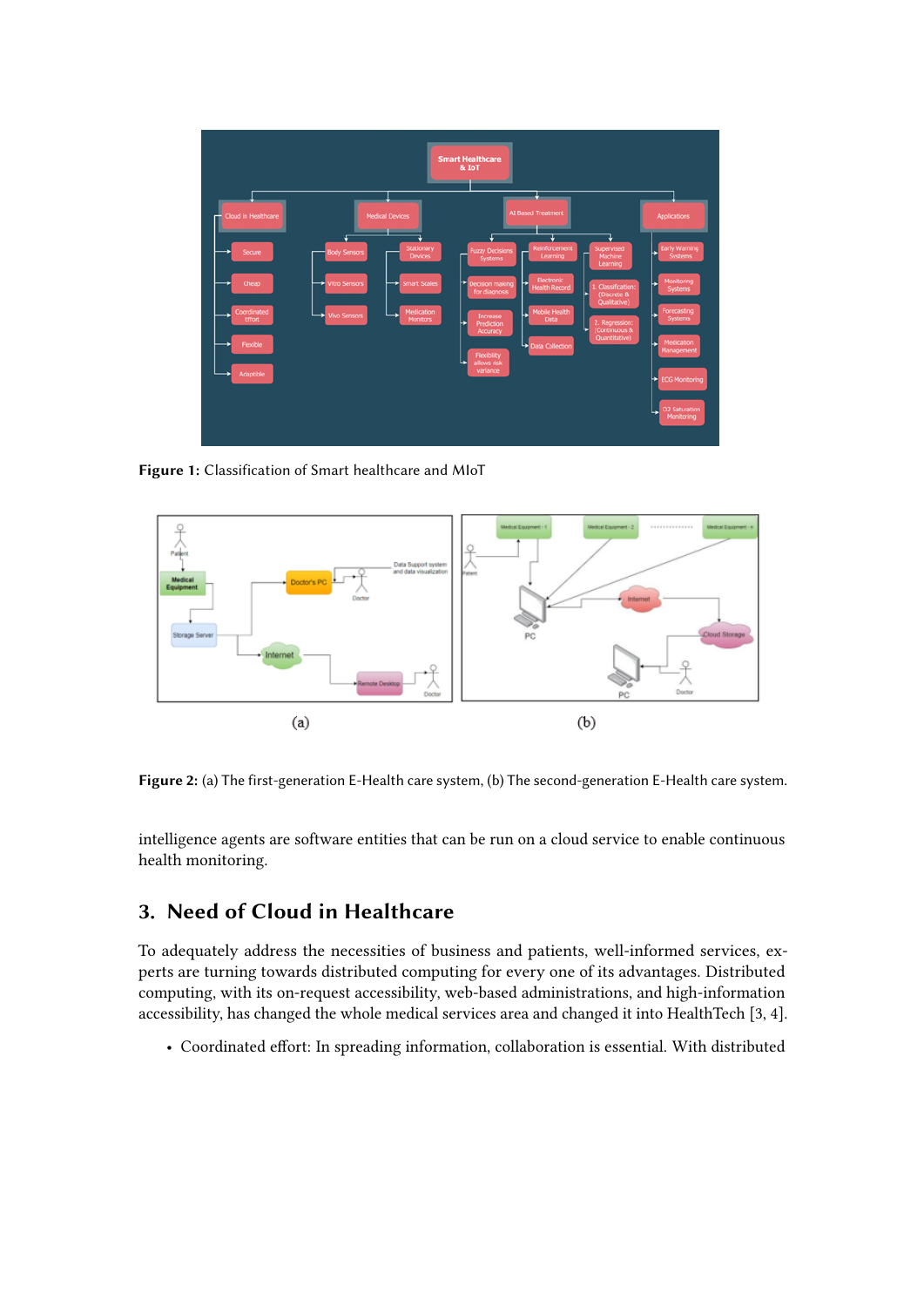**Figure 1:** Classification of Smart healthcare and MIoT

**Figure 2:** (a) The first-generation E-Health care system, (b) The second-generation E-Health care system.

intelligence agents are software entities that can be run on a cloud service to enable continuous health monitoring.

## 3. Need of Cloud in Healthcare

To adequately address the necessities of business and patients, well-informed services, experts are turning towards distributed computing for every one of its advantages. Distributed computing, with its on-request accessibility, web-based administrations, and high-information accessibility, has changed the whole medical services area and changed it into HealthTech [3, 4].

- Coordinated effort: In spreading information, collaboration is essential. With distributed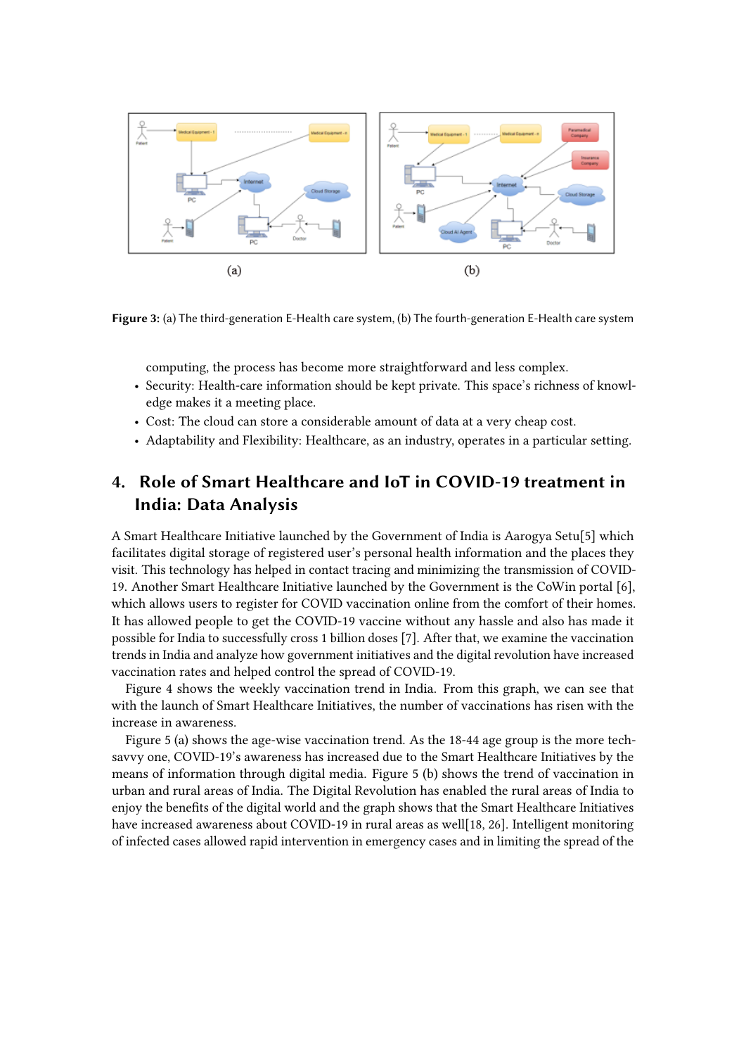Figure 3: (a) The third-generation E-Health care system, (b) The fourth-generation E-Health care system

computing, the process has become more straightforward and less complex.

- Security: Health-care information should be kept private. This space's richness of knowledge makes it a meeting place.
- Cost: The cloud can store a considerable amount of data at a very cheap cost.
- Adaptability and Flexibility: Healthcare, as an industry, operates in a particular setting.

## 4. Role of Smart Healthcare and IoT in COVID-19 treatment in India: Data Analysis

A Smart Healthcare Initiative launched by the Government of India is Aarogya Setu[5] which facilitates digital storage of registered user's personal health information and the places they visit. This technology has helped in contact tracing and minimizing the transmission of COVID-19. Another Smart Healthcare Initiative launched by the Government is the CoWin portal [6], which allows users to register for COVID vaccination online from the comfort of their homes. It has allowed people to get the COVID-19 vaccine without any hassle and also has made it possible for India to successfully cross 1 billion doses [7]. After that, we examine the vaccination trends in India and analyze how government initiatives and the digital revolution have increased vaccination rates and helped control the spread of COVID-19.

Figure 4 shows the weekly vaccination trend in India. From this graph, we can see that with the launch of Smart Healthcare Initiatives, the number of vaccinations has risen with the increase in awareness.

Figure 5 (a) shows the age-wise vaccination trend. As the 18-44 age group is the more tech-savvy one, COVID-19's awareness has increased due to the Smart Healthcare Initiatives by the means of information through digital media. Figure 5 (b) shows the trend of vaccination in urban and rural areas of India. The Digital Revolution has enabled the rural areas of India to enjoy the benefits of the digital world and the graph shows that the Smart Healthcare Initiatives have increased awareness about COVID-19 in rural areas as well[18, 26]. Intelligent monitoring of infected cases allowed rapid intervention in emergency cases and in limiting the spread of the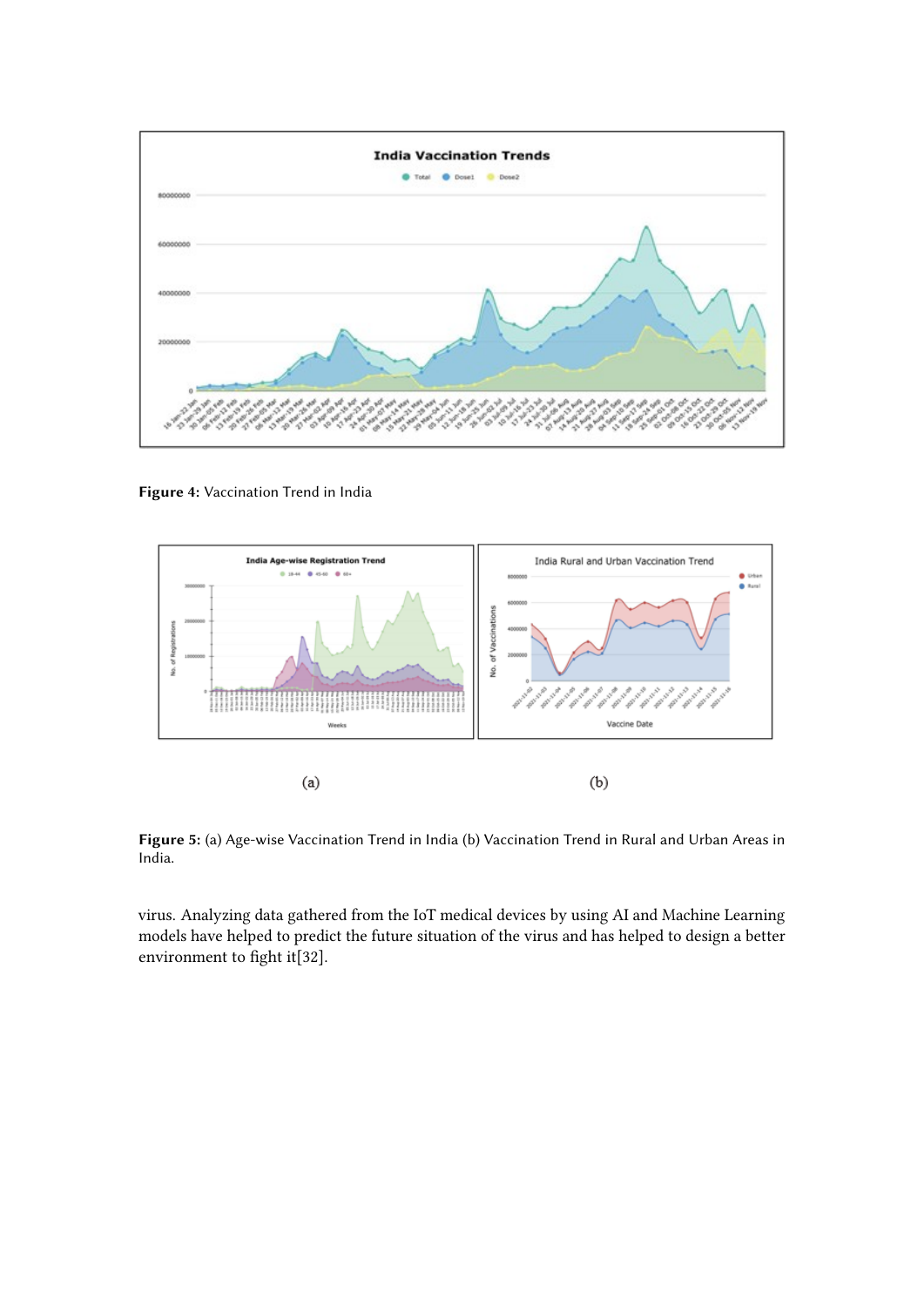**Figure 4:** Vaccination Trend in India

(a)

(b)

**Figure 5:** (a) Age-wise Vaccination Trend in India (b) Vaccination Trend in Rural and Urban Areas in India.

virus. Analyzing data gathered from the IoT medical devices by using AI and Machine Learning models have helped to predict the future situation of the virus and has helped to design a better environment to fight it[32].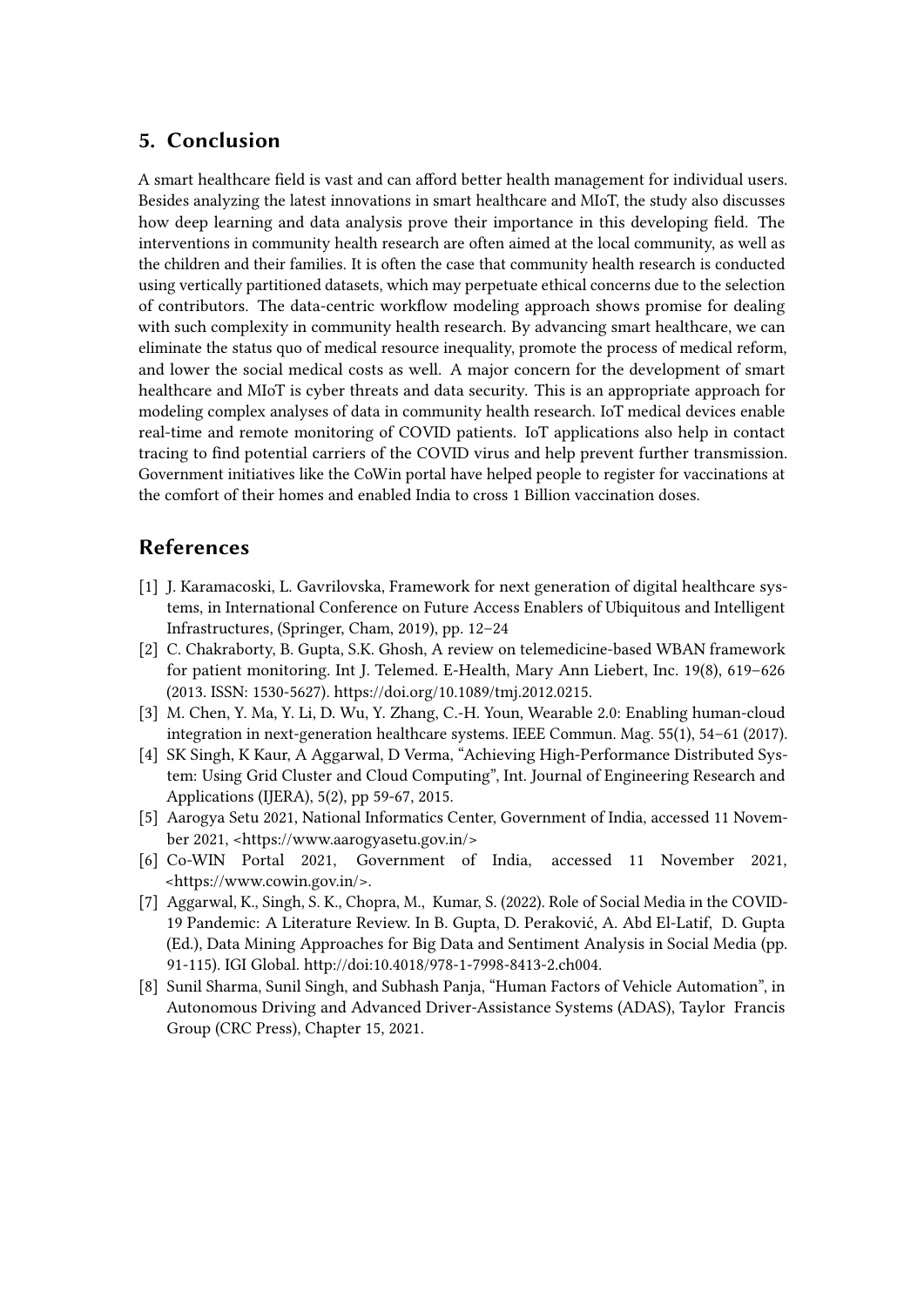## 5. Conclusion

A smart healthcare field is vast and can afford better health management for individual users. Besides analyzing the latest innovations in smart healthcare and MIoT, the study also discusses how deep learning and data analysis prove their importance in this developing field. The interventions in community health research are often aimed at the local community, as well as the children and their families. It is often the case that community health research is conducted using vertically partitioned datasets, which may perpetuate ethical concerns due to the selection of contributors. The data-centric workflow modeling approach shows promise for dealing with such complexity in community health research. By advancing smart healthcare, we can eliminate the status quo of medical resource inequality, promote the process of medical reform, and lower the social medical costs as well. A major concern for the development of smart healthcare and MIoT is cyber threats and data security. This is an appropriate approach for modeling complex analyses of data in community health research. IoT medical devices enable real-time and remote monitoring of COVID patients. IoT applications also help in contact tracing to find potential carriers of the COVID virus and help prevent further transmission. Government initiatives like the CoWin portal have helped people to register for vaccinations at the comfort of their homes and enabled India to cross 1 Billion vaccination doses.

## References

[1] J. Karamacoski, L. Gavrilovska, Framework for next generation of digital healthcare systems, in International Conference on Future Access Enablers of Ubiquitous and Intelligent Infrastructures, (Springer, Cham, 2019), pp. 12–24

[2] C. Chakraborty, B. Gupta, S.K. Ghosh, A review on telemedicine-based WBAN framework for patient monitoring. Int J. Telemed. E-Health, Mary Ann Liebert, Inc. 19(8), 619–626 (2013. ISSN: 1530-5627). https://doi.org/10.1089/tmj.2012.0215.

[3] M. Chen, Y. Ma, Y. Li, D. Wu, Y. Zhang, C.-H. Youn, Wearable 2.0: Enabling human-cloud integration in next-generation healthcare systems. IEEE Commun. Mag. 55(1), 54–61 (2017).

[4] SK Singh, K Kaur, A Aggarwal, D Verma, "Achieving High-Performance Distributed System: Using Grid Cluster and Cloud Computing", Int. Journal of Engineering Research and Applications (IJERA), 5(2), pp 59-67, 2015.

[5] Aarogya Setu 2021, National Informatics Center, Government of India, accessed 11 November 2021, <https://www.aarogyasetu.gov.in/>

[6] Co-WIN Portal 2021, Government of India, accessed 11 November 2021, <https://www.cowin.gov.in/>.

[7] Aggarwal, K., Singh, S. K., Chopra, M., Kumar, S. (2022). Role of Social Media in the COVID-19 Pandemic: A Literature Review. In B. Gupta, D. Peraković, A. Abd El-Latif, D. Gupta (Ed.), Data Mining Approaches for Big Data and Sentiment Analysis in Social Media (pp. 91-115). IGI Global. http://doi:10.4018/978-1-7998-8413-2.ch004.

[8] Sunil Sharma, Sunil Singh, and Subhash Panja, "Human Factors of Vehicle Automation", in Autonomous Driving and Advanced Driver-Assistance Systems (ADAS), Taylor Francis Group (CRC Press), Chapter 15, 2021.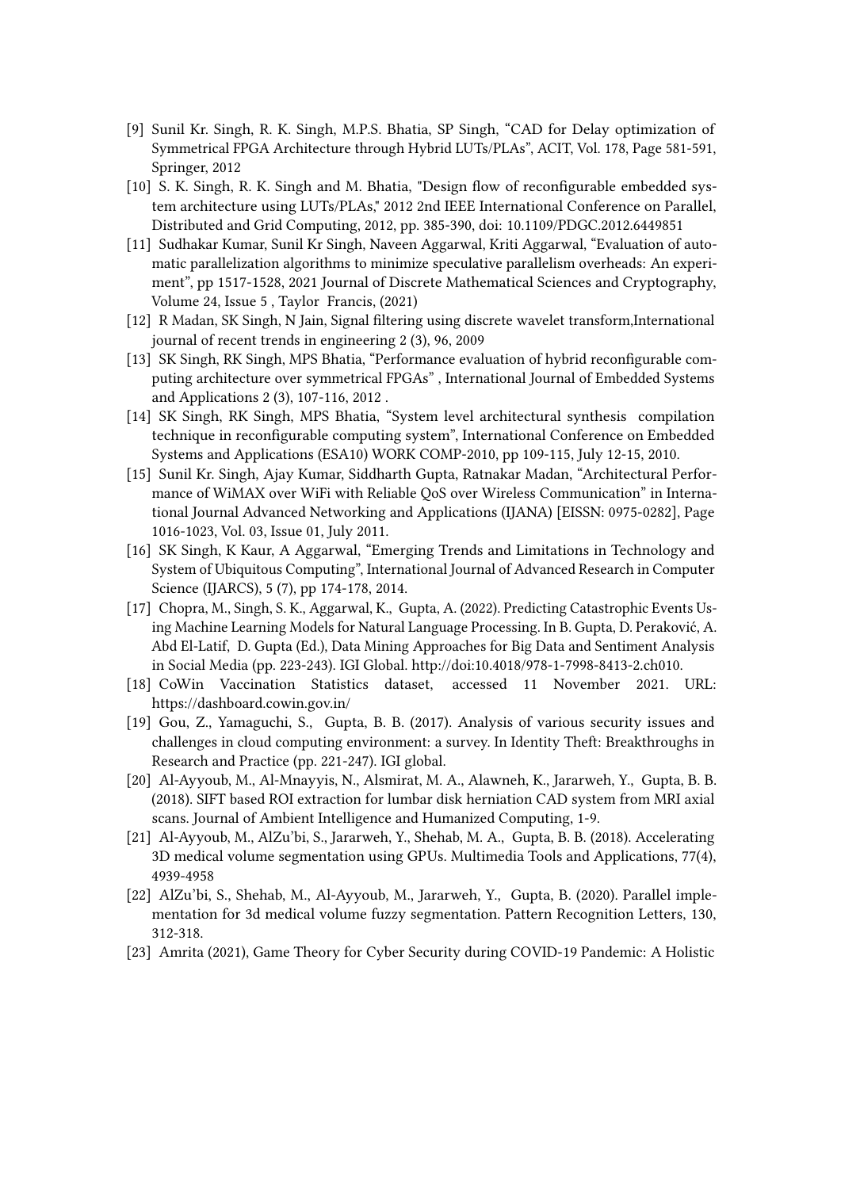[9] Sunil Kr. Singh, R. K. Singh, M.P.S. Bhatia, SP Singh, “CAD for Delay optimization of Symmetrical FPGA Architecture through Hybrid LUTs/PLAs”, ACIT, Vol. 178, Page 581-591, Springer, 2012

[10] S. K. Singh, R. K. Singh and M. Bhatia, "Design flow of reconfigurable embedded system architecture using LUTs/PLAs," 2012 2nd IEEE International Conference on Parallel, Distributed and Grid Computing, 2012, pp. 385-390, doi: 10.1109/PDGC.2012.6449851

[11] Sudhakar Kumar, Sunil Kr Singh, Naveen Aggarwal, Kriti Aggarwal, “Evaluation of automatic parallelization algorithms to minimize speculative parallelism overheads: An experiment”, pp 1517-1528, 2021 Journal of Discrete Mathematical Sciences and Cryptography, Volume 24, Issue 5 , Taylor Francis, (2021)

[12] R Madan, SK Singh, N Jain, Signal filtering using discrete wavelet transform,International journal of recent trends in engineering 2 (3), 96, 2009

[13] SK Singh, RK Singh, MPS Bhatia, “Performance evaluation of hybrid reconfigurable computing architecture over symmetrical FPGAs” , International Journal of Embedded Systems and Applications 2 (3), 107-116, 2012 .

[14] SK Singh, RK Singh, MPS Bhatia, “System level architectural synthesis compilation technique in reconfigurable computing system”, International Conference on Embedded Systems and Applications (ESA10) WORK COMP-2010, pp 109-115, July 12-15, 2010.

[15] Sunil Kr. Singh, Ajay Kumar, Siddharth Gupta, Ratnakar Madan, “Architectural Performance of WiMAX over WiFi with Reliable QoS over Wireless Communication” in International Journal Advanced Networking and Applications (IJANA) [EISSN: 0975-0282], Page 1016-1023, Vol. 03, Issue 01, July 2011.

[16] SK Singh, K Kaur, A Aggarwal, “Emerging Trends and Limitations in Technology and System of Ubiquitous Computing”, International Journal of Advanced Research in Computer Science (IJARCS), 5 (7), pp 174-178, 2014.

[17] Chopra, M., Singh, S. K., Aggarwal, K., Gupta, A. (2022). Predicting Catastrophic Events Using Machine Learning Models for Natural Language Processing. In B. Gupta, D. Peraković, A. Abd El-Latif, D. Gupta (Ed.), Data Mining Approaches for Big Data and Sentiment Analysis in Social Media (pp. 223-243). IGI Global. http://doi:10.4018/978-1-7998-8413-2.ch010.

[18] CoWin Vaccination Statistics dataset, accessed 11 November 2021. URL: https://dashboard.cowin.gov.in/

[19] Gou, Z., Yamaguchi, S., Gupta, B. B. (2017). Analysis of various security issues and challenges in cloud computing environment: a survey. In Identity Theft: Breakthroughs in Research and Practice (pp. 221-247). IGI global.

[20] Al-Ayyoub, M., Al-Mnayyis, N., Alsmirat, M. A., Alawneh, K., Jararweh, Y., Gupta, B. B. (2018). SIFT based ROI extraction for lumbar disk herniation CAD system from MRI axial scans. Journal of Ambient Intelligence and Humanized Computing, 1-9.

[21] Al-Ayyoub, M., AlZu’bi, S., Jararweh, Y., Shehab, M. A., Gupta, B. B. (2018). Accelerating 3D medical volume segmentation using GPUs. Multimedia Tools and Applications, 77(4), 4939-4958

[22] AlZu’bi, S., Shehab, M., Al-Ayyoub, M., Jararweh, Y., Gupta, B. (2020). Parallel implementation for 3d medical volume fuzzy segmentation. Pattern Recognition Letters, 130, 312-318.

[23] Amrita (2021), Game Theory for Cyber Security during COVID-19 Pandemic: A Holistic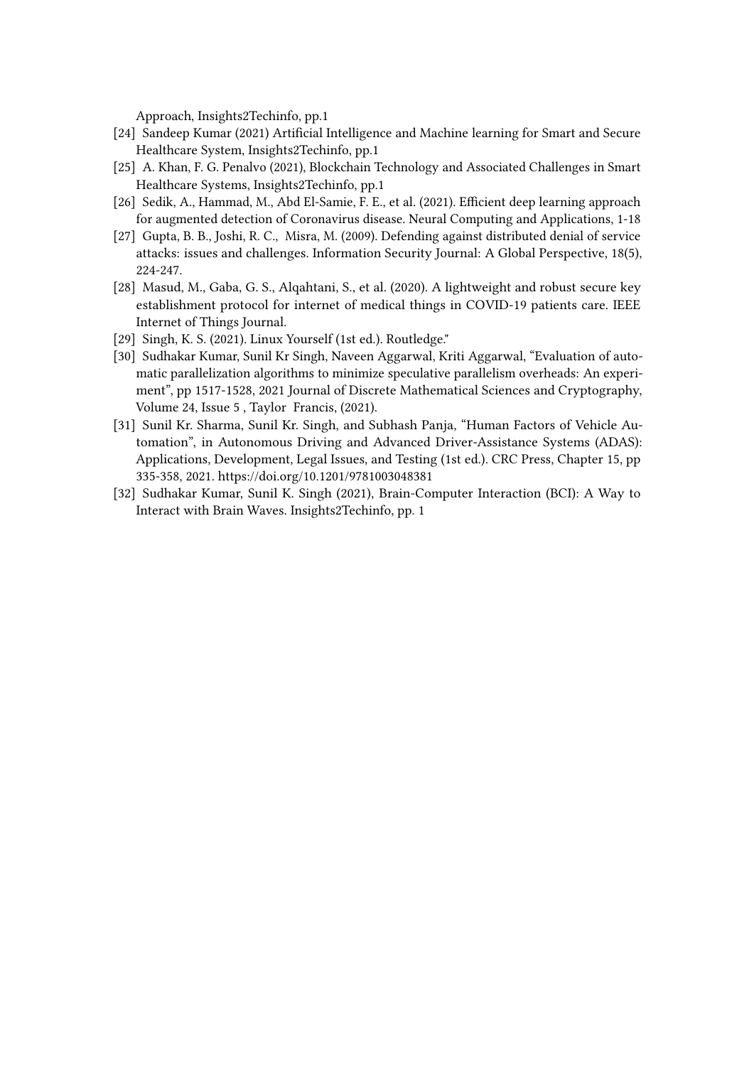Approach, Insights2Techinfo, pp.1

[24] Sandeep Kumar (2021) Artificial Intelligence and Machine learning for Smart and Secure Healthcare System, Insights2Techinfo, pp.1

[25] A. Khan, F. G. Penalvo (2021), Blockchain Technology and Associated Challenges in Smart Healthcare Systems, Insights2Techinfo, pp.1

[26] Sedik, A., Hammad, M., Abd El-Samie, F. E., et al. (2021). Efficient deep learning approach for augmented detection of Coronavirus disease. Neural Computing and Applications, 1-18

[27] Gupta, B. B., Joshi, R. C., Misra, M. (2009). Defending against distributed denial of service attacks: issues and challenges. Information Security Journal: A Global Perspective, 18(5), 224-247.

[28] Masud, M., Gaba, G. S., Alqahtani, S., et al. (2020). A lightweight and robust secure key establishment protocol for internet of medical things in COVID-19 patients care. IEEE Internet of Things Journal.

[29] Singh, K. S. (2021). Linux Yourself (1st ed.). Routledge."

[30] Sudhakar Kumar, Sunil Kr Singh, Naveen Aggarwal, Kriti Aggarwal, "Evaluation of automatic parallelization algorithms to minimize speculative parallelism overheads: An experiment", pp 1517-1528, 2021 Journal of Discrete Mathematical Sciences and Cryptography, Volume 24, Issue 5 , Taylor Francis, (2021).

[31] Sunil Kr. Sharma, Sunil Kr. Singh, and Subhash Panja, "Human Factors of Vehicle Automation", in Autonomous Driving and Advanced Driver-Assistance Systems (ADAS): Applications, Development, Legal Issues, and Testing (1st ed.). CRC Press, Chapter 15, pp 335-358, 2021. https://doi.org/10.1201/9781003048381

[32] Sudhakar Kumar, Sunil K. Singh (2021), Brain-Computer Interaction (BCI): A Way to Interact with Brain Waves. Insights2Techinfo, pp. 1